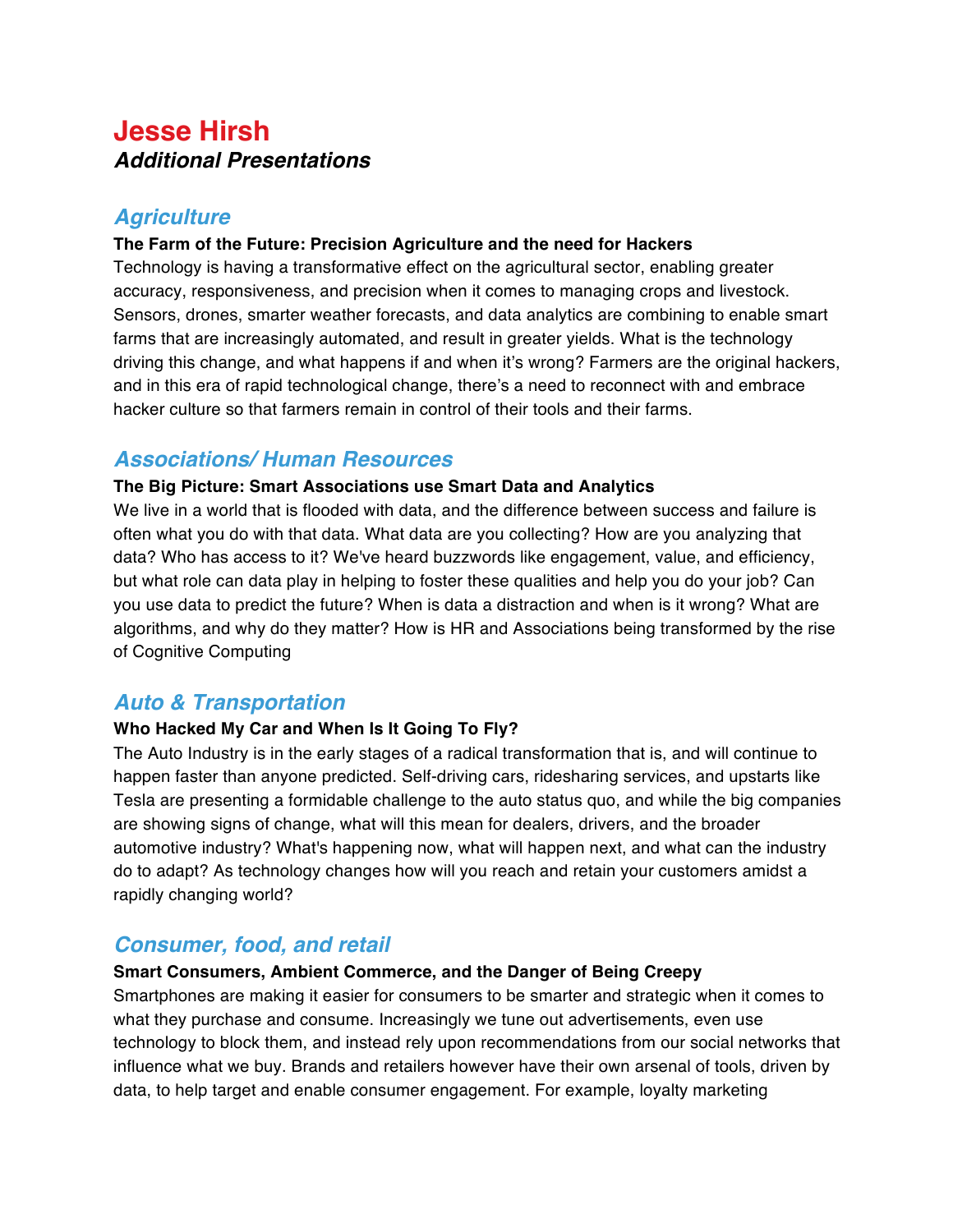# Jesse Hirsh

***Additional Presentations***

## *Agriculture*

**The Farm of the Future: Precision Agriculture and the need for Hackers**

Technology is having a transformative effect on the agricultural sector, enabling greater accuracy, responsiveness, and precision when it comes to managing crops and livestock. Sensors, drones, smarter weather forecasts, and data analytics are combining to enable smart farms that are increasingly automated, and result in greater yields. What is the technology driving this change, and what happens if and when it's wrong? Farmers are the original hackers, and in this era of rapid technological change, there's a need to reconnect with and embrace hacker culture so that farmers remain in control of their tools and their farms.

## *Associations/ Human Resources*

**The Big Picture: Smart Associations use Smart Data and Analytics**

We live in a world that is flooded with data, and the difference between success and failure is often what you do with that data. What data are you collecting? How are you analyzing that data? Who has access to it? We've heard buzzwords like engagement, value, and efficiency, but what role can data play in helping to foster these qualities and help you do your job? Can you use data to predict the future? When is data a distraction and when is it wrong? What are algorithms, and why do they matter? How is HR and Associations being transformed by the rise of Cognitive Computing

## *Auto & Transportation*

**Who Hacked My Car and When Is It Going To Fly?**

The Auto Industry is in the early stages of a radical transformation that is, and will continue to happen faster than anyone predicted. Self-driving cars, ridesharing services, and upstarts like Tesla are presenting a formidable challenge to the auto status quo, and while the big companies are showing signs of change, what will this mean for dealers, drivers, and the broader automotive industry? What's happening now, what will happen next, and what can the industry do to adapt? As technology changes how will you reach and retain your customers amidst a rapidly changing world?

## *Consumer, food, and retail*

**Smart Consumers, Ambient Commerce, and the Danger of Being Creepy**

Smartphones are making it easier for consumers to be smarter and strategic when it comes to what they purchase and consume. Increasingly we tune out advertisements, even use technology to block them, and instead rely upon recommendations from our social networks that influence what we buy. Brands and retailers however have their own arsenal of tools, driven by data, to help target and enable consumer engagement. For example, loyalty marketing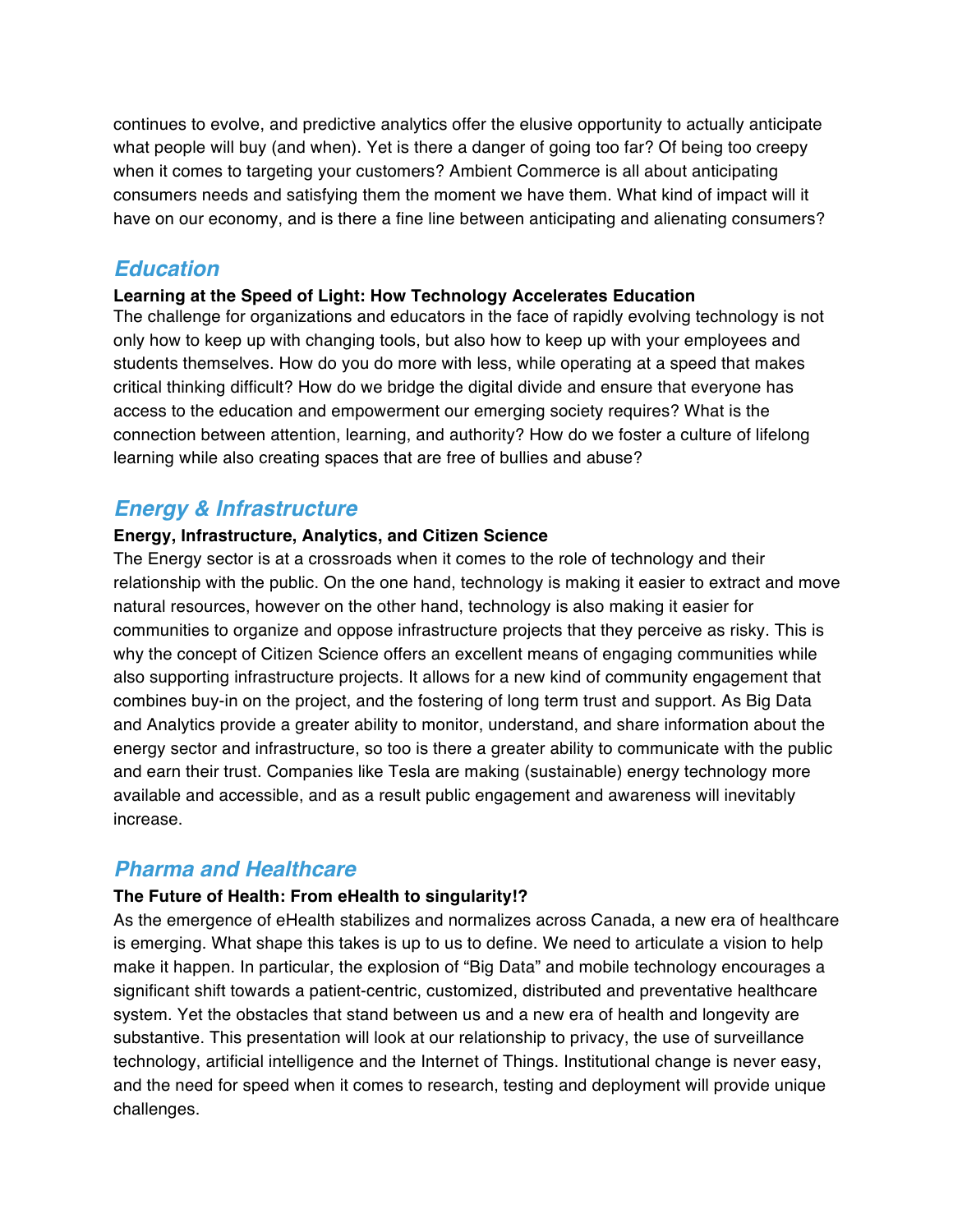continues to evolve, and predictive analytics offer the elusive opportunity to actually anticipate what people will buy (and when). Yet is there a danger of going too far? Of being too creepy when it comes to targeting your customers? Ambient Commerce is all about anticipating consumers needs and satisfying them the moment we have them. What kind of impact will it have on our economy, and is there a fine line between anticipating and alienating consumers?

## *Education*

**Learning at the Speed of Light: How Technology Accelerates Education**
The challenge for organizations and educators in the face of rapidly evolving technology is not only how to keep up with changing tools, but also how to keep up with your employees and students themselves. How do you do more with less, while operating at a speed that makes critical thinking difficult? How do we bridge the digital divide and ensure that everyone has access to the education and empowerment our emerging society requires? What is the connection between attention, learning, and authority? How do we foster a culture of lifelong learning while also creating spaces that are free of bullies and abuse?

## *Energy & Infrastructure*

**Energy, Infrastructure, Analytics, and Citizen Science**
The Energy sector is at a crossroads when it comes to the role of technology and their relationship with the public. On the one hand, technology is making it easier to extract and move natural resources, however on the other hand, technology is also making it easier for communities to organize and oppose infrastructure projects that they perceive as risky. This is why the concept of Citizen Science offers an excellent means of engaging communities while also supporting infrastructure projects. It allows for a new kind of community engagement that combines buy-in on the project, and the fostering of long term trust and support. As Big Data and Analytics provide a greater ability to monitor, understand, and share information about the energy sector and infrastructure, so too is there a greater ability to communicate with the public and earn their trust. Companies like Tesla are making (sustainable) energy technology more available and accessible, and as a result public engagement and awareness will inevitably increase.

## *Pharma and Healthcare*

**The Future of Health: From eHealth to singularity!?**
As the emergence of eHealth stabilizes and normalizes across Canada, a new era of healthcare is emerging. What shape this takes is up to us to define. We need to articulate a vision to help make it happen. In particular, the explosion of "Big Data" and mobile technology encourages a significant shift towards a patient-centric, customized, distributed and preventative healthcare system. Yet the obstacles that stand between us and a new era of health and longevity are substantive. This presentation will look at our relationship to privacy, the use of surveillance technology, artificial intelligence and the Internet of Things. Institutional change is never easy, and the need for speed when it comes to research, testing and deployment will provide unique challenges.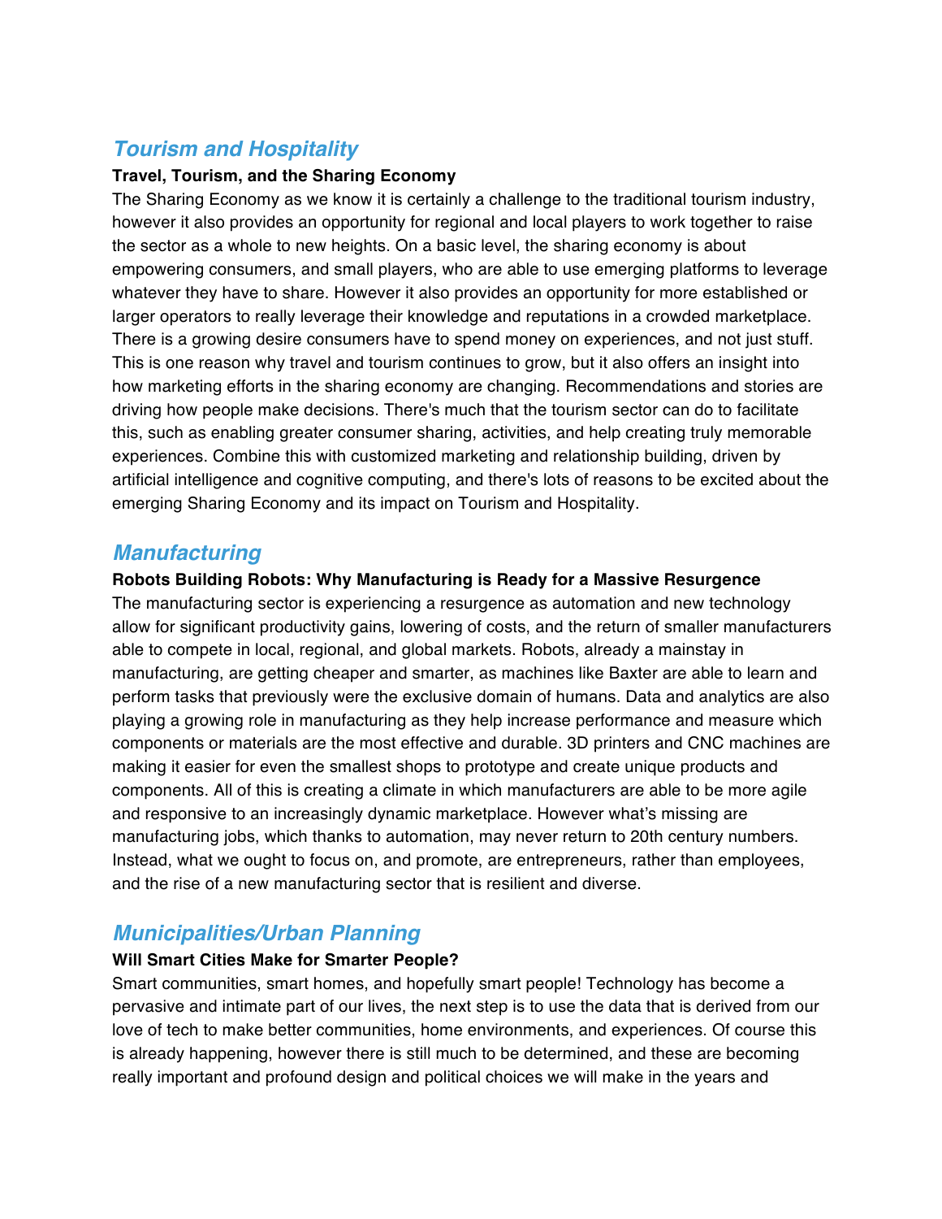## *Tourism and Hospitality*

**Travel, Tourism, and the Sharing Economy**

The Sharing Economy as we know it is certainly a challenge to the traditional tourism industry, however it also provides an opportunity for regional and local players to work together to raise the sector as a whole to new heights. On a basic level, the sharing economy is about empowering consumers, and small players, who are able to use emerging platforms to leverage whatever they have to share. However it also provides an opportunity for more established or larger operators to really leverage their knowledge and reputations in a crowded marketplace. There is a growing desire consumers have to spend money on experiences, and not just stuff. This is one reason why travel and tourism continues to grow, but it also offers an insight into how marketing efforts in the sharing economy are changing. Recommendations and stories are driving how people make decisions. There's much that the tourism sector can do to facilitate this, such as enabling greater consumer sharing, activities, and help creating truly memorable experiences. Combine this with customized marketing and relationship building, driven by artificial intelligence and cognitive computing, and there's lots of reasons to be excited about the emerging Sharing Economy and its impact on Tourism and Hospitality.

## *Manufacturing*

**Robots Building Robots: Why Manufacturing is Ready for a Massive Resurgence**

The manufacturing sector is experiencing a resurgence as automation and new technology allow for significant productivity gains, lowering of costs, and the return of smaller manufacturers able to compete in local, regional, and global markets. Robots, already a mainstay in manufacturing, are getting cheaper and smarter, as machines like Baxter are able to learn and perform tasks that previously were the exclusive domain of humans. Data and analytics are also playing a growing role in manufacturing as they help increase performance and measure which components or materials are the most effective and durable. 3D printers and CNC machines are making it easier for even the smallest shops to prototype and create unique products and components. All of this is creating a climate in which manufacturers are able to be more agile and responsive to an increasingly dynamic marketplace. However what's missing are manufacturing jobs, which thanks to automation, may never return to 20th century numbers. Instead, what we ought to focus on, and promote, are entrepreneurs, rather than employees, and the rise of a new manufacturing sector that is resilient and diverse.

## *Municipalities/Urban Planning*

**Will Smart Cities Make for Smarter People?**

Smart communities, smart homes, and hopefully smart people! Technology has become a pervasive and intimate part of our lives, the next step is to use the data that is derived from our love of tech to make better communities, home environments, and experiences. Of course this is already happening, however there is still much to be determined, and these are becoming really important and profound design and political choices we will make in the years and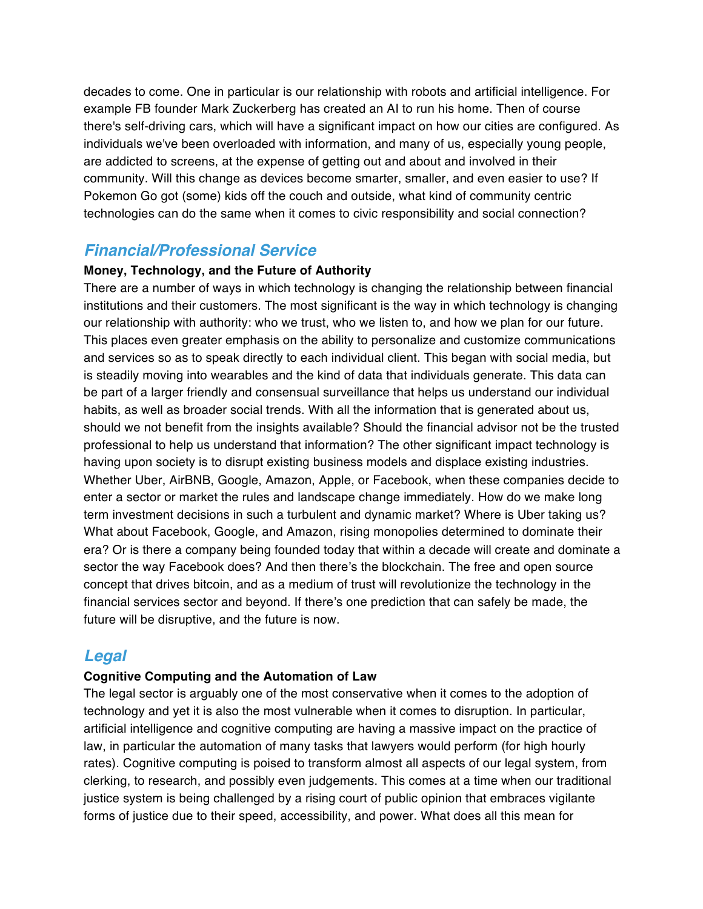decades to come. One in particular is our relationship with robots and artificial intelligence. For example FB founder Mark Zuckerberg has created an AI to run his home. Then of course there's self-driving cars, which will have a significant impact on how our cities are configured. As individuals we've been overloaded with information, and many of us, especially young people, are addicted to screens, at the expense of getting out and about and involved in their community. Will this change as devices become smarter, smaller, and even easier to use? If Pokemon Go got (some) kids off the couch and outside, what kind of community centric technologies can do the same when it comes to civic responsibility and social connection?

## *Financial/Professional Service*

**Money, Technology, and the Future of Authority**

There are a number of ways in which technology is changing the relationship between financial institutions and their customers. The most significant is the way in which technology is changing our relationship with authority: who we trust, who we listen to, and how we plan for our future. This places even greater emphasis on the ability to personalize and customize communications and services so as to speak directly to each individual client. This began with social media, but is steadily moving into wearables and the kind of data that individuals generate. This data can be part of a larger friendly and consensual surveillance that helps us understand our individual habits, as well as broader social trends. With all the information that is generated about us, should we not benefit from the insights available? Should the financial advisor not be the trusted professional to help us understand that information? The other significant impact technology is having upon society is to disrupt existing business models and displace existing industries. Whether Uber, AirBNB, Google, Amazon, Apple, or Facebook, when these companies decide to enter a sector or market the rules and landscape change immediately. How do we make long term investment decisions in such a turbulent and dynamic market? Where is Uber taking us? What about Facebook, Google, and Amazon, rising monopolies determined to dominate their era? Or is there a company being founded today that within a decade will create and dominate a sector the way Facebook does? And then there's the blockchain. The free and open source concept that drives bitcoin, and as a medium of trust will revolutionize the technology in the financial services sector and beyond. If there's one prediction that can safely be made, the future will be disruptive, and the future is now.

## *Legal*

**Cognitive Computing and the Automation of Law**

The legal sector is arguably one of the most conservative when it comes to the adoption of technology and yet it is also the most vulnerable when it comes to disruption. In particular, artificial intelligence and cognitive computing are having a massive impact on the practice of law, in particular the automation of many tasks that lawyers would perform (for high hourly rates). Cognitive computing is poised to transform almost all aspects of our legal system, from clerking, to research, and possibly even judgements. This comes at a time when our traditional justice system is being challenged by a rising court of public opinion that embraces vigilante forms of justice due to their speed, accessibility, and power. What does all this mean for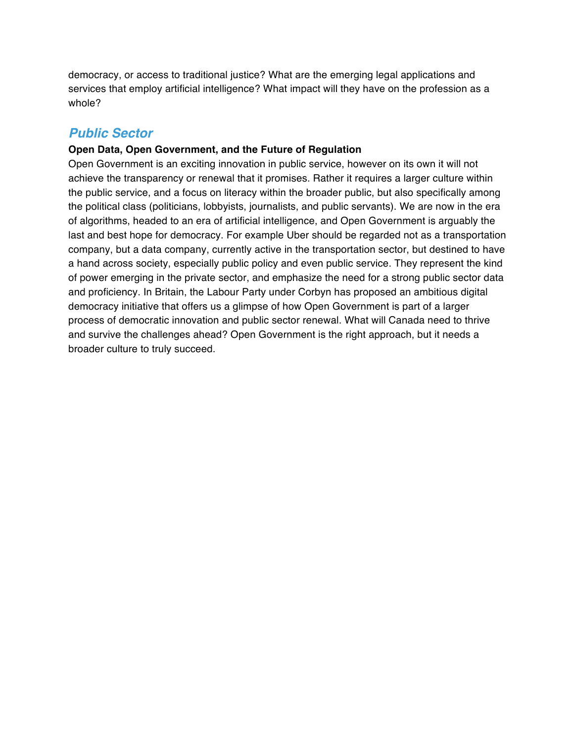democracy, or access to traditional justice? What are the emerging legal applications and services that employ artificial intelligence? What impact will they have on the profession as a whole?

## *Public Sector*

**Open Data, Open Government, and the Future of Regulation**

Open Government is an exciting innovation in public service, however on its own it will not achieve the transparency or renewal that it promises. Rather it requires a larger culture within the public service, and a focus on literacy within the broader public, but also specifically among the political class (politicians, lobbyists, journalists, and public servants). We are now in the era of algorithms, headed to an era of artificial intelligence, and Open Government is arguably the last and best hope for democracy. For example Uber should be regarded not as a transportation company, but a data company, currently active in the transportation sector, but destined to have a hand across society, especially public policy and even public service. They represent the kind of power emerging in the private sector, and emphasize the need for a strong public sector data and proficiency. In Britain, the Labour Party under Corbyn has proposed an ambitious digital democracy initiative that offers us a glimpse of how Open Government is part of a larger process of democratic innovation and public sector renewal. What will Canada need to thrive and survive the challenges ahead? Open Government is the right approach, but it needs a broader culture to truly succeed.